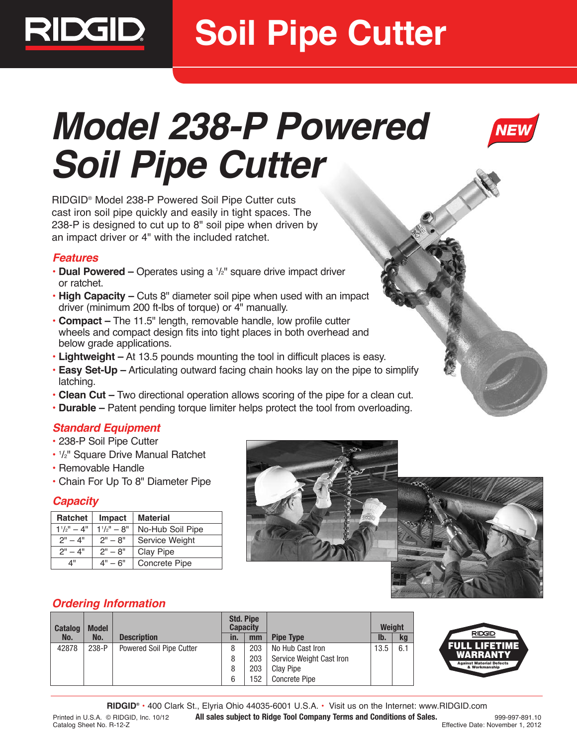# Soil Pipe Cutter

# *Model 238-P Powered Soil Pipe Cutter*

*NEW*

RIDGID® Model 238-P Powered Soil Pipe Cutter cuts cast iron soil pipe quickly and easily in tight spaces. The 238-P is designed to cut up to 8" soil pipe when driven by an impact driver or 4" with the included ratchet.

## *Features*

- **Dual Powered –** Operates using a 1/2" square drive impact driver or ratchet.
- **High Capacity –** Cuts 8" diameter soil pipe when used with an impact driver (minimum 200 ft-lbs of torque) or 4" manually.
- **Compact –** The 11.5" length, removable handle, low profile cutter wheels and compact design fits into tight places in both overhead and below grade applications.
- **Lightweight –** At 13.5 pounds mounting the tool in difficult places is easy.
- **Easy Set-Up –** Articulating outward facing chain hooks lay on the pipe to simplify latching.
- **Clean Cut –** Two directional operation allows scoring of the pipe for a clean cut.
- **Durable –** Patent pending torque limiter helps protect the tool from overloading.

## *Standard Equipment*

- 238-P Soil Pipe Cutter
- 1/2" Square Drive Manual Ratchet
- Removable Handle
- Chain For Up To 8" Diameter Pipe

## *Capacity*

| Ratchet | Impact | Material |
|---|---|---|
| 1 1/2" – 4" | 1 1/2" – 8" | No-Hub Soil Pipe |
| 2" – 4" | 2" – 8" | Service Weight |
| 2" – 4" | 2" – 8" | Clay Pipe |
| 4" | 4" – 6" | Concrete Pipe |

## *Ordering Information*

| Catalog No. | Model No. | Description | Std. Pipe Capacity in. | Std. Pipe Capacity mm | Pipe Type | Weight lb. | Weight kg |
|---|---|---|---|---|---|---|---|
| 42878 | 238-P | Powered Soil Pipe Cutter | 8 | 203 | No Hub Cast Iron | 13.5 | 6.1 |
| | | | 8 | 203 | Service Weight Cast Iron | | |
| | | | 8 | 203 | Clay Pipe | | |
| | | | 6 | 152 | Concrete Pipe | | |

RIDGID FULL LIFETIME WARRANTY Against Material Defects & Workmanship

RIDGID® • 400 Clark St., Elyria Ohio 44035-6001 U.S.A. • Visit us on the Internet: www.RIDGID.com

Printed in U.S.A. © RIDGID, Inc. 10/12
Catalog Sheet No. R-12-Z

**All sales subject to Ridge Tool Company Terms and Conditions of Sales.**

999-997-891.10
Effective Date: November 1, 2012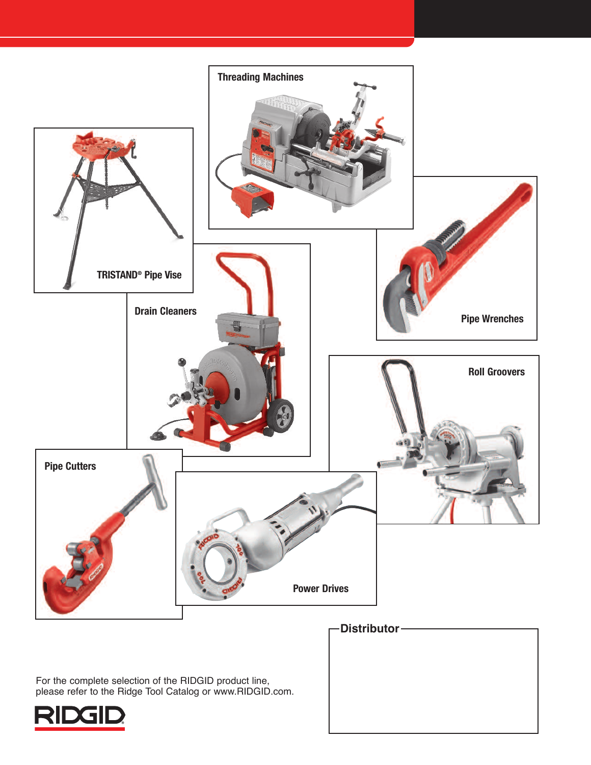Threading Machines

TRISTAND® Pipe Vise

Drain Cleaners

Pipe Wrenches

Roll Groovers

Pipe Cutters

Power Drives

Distributor

For the complete selection of the RIDGID product line, please refer to the Ridge Tool Catalog or www.RIDGID.com.

RIDGID